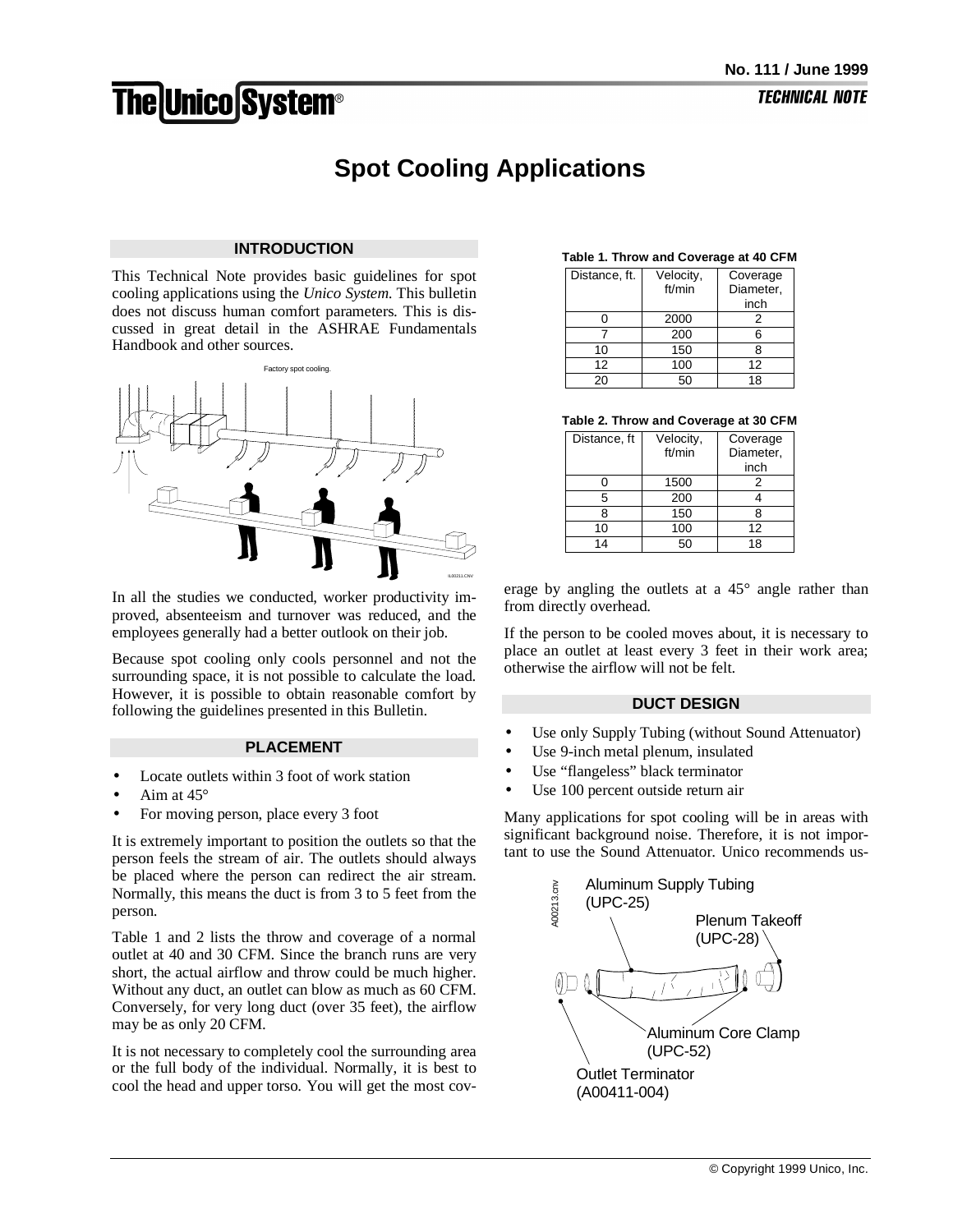# Spot Cooling Applications

## INTRODUCTION

This Technical Note provides basic guidelines for spot cooling applications using the *Unico System*. This bulletin does not discuss human comfort parameters. This is discussed in great detail in the ASHRAE Fundamentals Handbook and other sources.

Factory spot cooling.

In all the studies we conducted, worker productivity improved, absenteeism and turnover was reduced, and the employees generally had a better outlook on their job.

Because spot cooling only cools personnel and not the surrounding space, it is not possible to calculate the load. However, it is possible to obtain reasonable comfort by following the guidelines presented in this Bulletin.

## PLACEMENT

- Locate outlets within 3 foot of work station
- Aim at 45°
- For moving person, place every 3 foot

It is extremely important to position the outlets so that the person feels the stream of air. The outlets should always be placed where the person can redirect the air stream. Normally, this means the duct is from 3 to 5 feet from the person.

Table 1 and 2 lists the throw and coverage of a normal outlet at 40 and 30 CFM. Since the branch runs are very short, the actual airflow and throw could be much higher. Without any duct, an outlet can blow as much as 60 CFM. Conversely, for very long duct (over 35 feet), the airflow may be as only 20 CFM.

It is not necessary to completely cool the surrounding area or the full body of the individual. Normally, it is best to cool the head and upper torso. You will get the most coverage by angling the outlets at a 45° angle rather than from directly overhead.

If the person to be cooled moves about, it is necessary to place an outlet at least every 3 feet in their work area; otherwise the airflow will not be felt.

**Table 1. Throw and Coverage at 40 CFM**

| Distance, ft. | Velocity, ft/min | Coverage Diameter, inch |
|---|---|---|
| 0 | 2000 | 2 |
| 7 | 200 | 6 |
| 10 | 150 | 8 |
| 12 | 100 | 12 |
| 20 | 50 | 18 |

**Table 2. Throw and Coverage at 30 CFM**

| Distance, ft | Velocity, ft/min | Coverage Diameter, inch |
|---|---|---|
| 0 | 1500 | 2 |
| 5 | 200 | 4 |
| 8 | 150 | 8 |
| 10 | 100 | 12 |
| 14 | 50 | 18 |

## DUCT DESIGN

- Use only Supply Tubing (without Sound Attenuator)
- Use 9-inch metal plenum, insulated
- Use "flangeless" black terminator
- Use 100 percent outside return air

Many applications for spot cooling will be in areas with significant background noise. Therefore, it is not important to use the Sound Attenuator. Unico recommends us-

Aluminum Supply Tubing (UPC-25)

Plenum Takeoff (UPC-28)

Aluminum Core Clamp (UPC-52)

Outlet Terminator (A00411-004)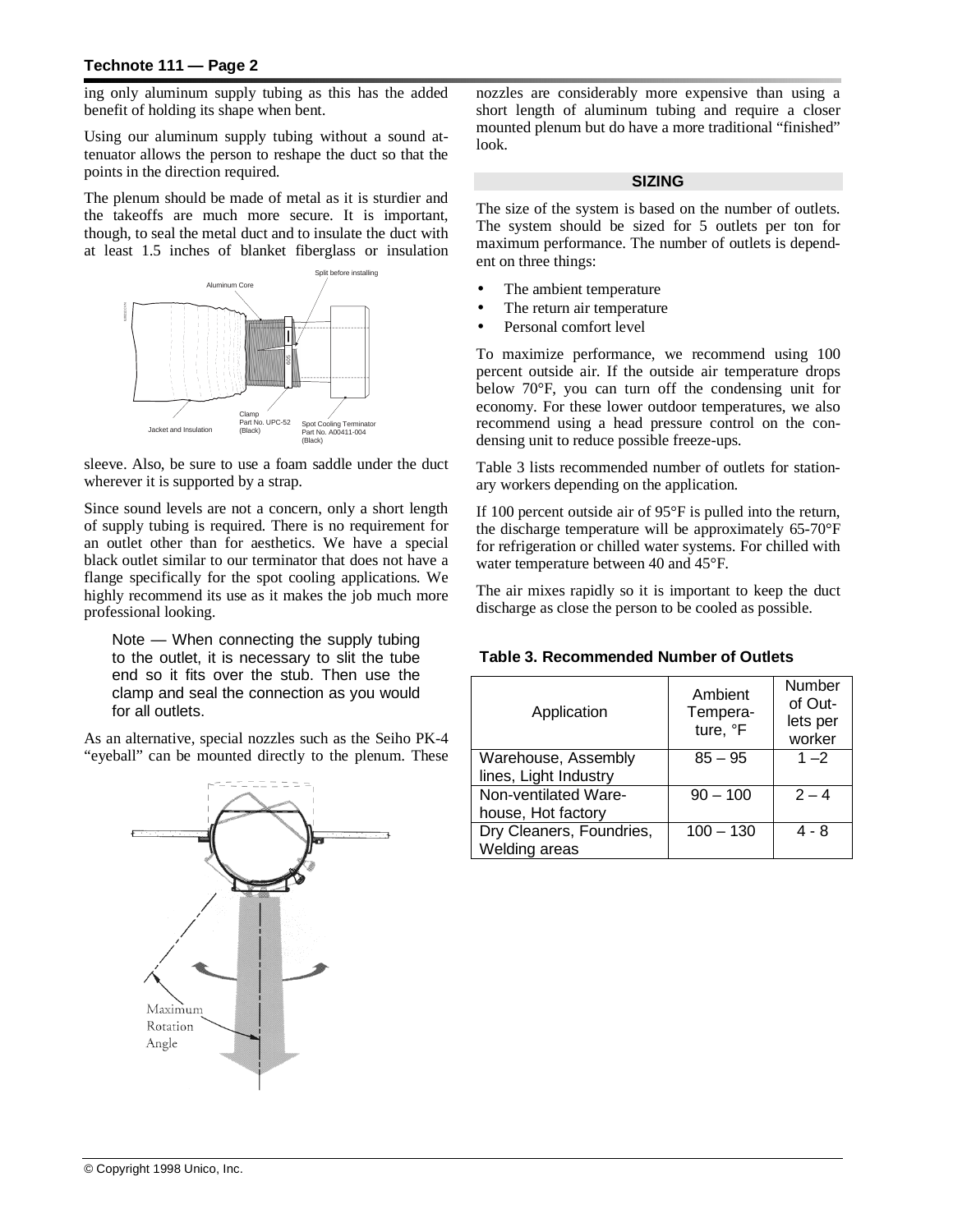ing only aluminum supply tubing as this has the added benefit of holding its shape when bent.

Using our aluminum supply tubing without a sound attenuator allows the person to reshape the duct so that the points in the direction required.

The plenum should be made of metal as it is sturdier and the takeoffs are much more secure. It is important, though, to seal the metal duct and to insulate the duct with at least 1.5 inches of blanket fiberglass or insulation sleeve. Also, be sure to use a foam saddle under the duct wherever it is supported by a strap.

Split before installing

Aluminum Core

Clamp
Part No. UPC-52
(Black)

Jacket and Insulation

Spot Cooling Terminator
Part No. A00411-004
(Black)

Since sound levels are not a concern, only a short length of supply tubing is required. There is no requirement for an outlet other than for aesthetics. We have a special black outlet similar to our terminator that does not have a flange specifically for the spot cooling applications. We highly recommend its use as it makes the job much more professional looking.

> Note — When connecting the supply tubing to the outlet, it is necessary to slit the tube end so it fits over the stub. Then use the clamp and seal the connection as you would for all outlets.

As an alternative, special nozzles such as the Seiho PK-4 "eyeball" can be mounted directly to the plenum. These nozzles are considerably more expensive than using a short length of aluminum tubing and require a closer mounted plenum but do have a more traditional "finished" look.

Maximum
Rotation
Angle

## SIZING

The size of the system is based on the number of outlets. The system should be sized for 5 outlets per ton for maximum performance. The number of outlets is dependent on three things:

- The ambient temperature
- The return air temperature
- Personal comfort level

To maximize performance, we recommend using 100 percent outside air. If the outside air temperature drops below 70°F, you can turn off the condensing unit for economy. For these lower outdoor temperatures, we also recommend using a head pressure control on the condensing unit to reduce possible freeze-ups.

Table 3 lists recommended number of outlets for stationary workers depending on the application.

If 100 percent outside air of 95°F is pulled into the return, the discharge temperature will be approximately 65-70°F for refrigeration or chilled water systems. For chilled with water temperature between 40 and 45°F.

The air mixes rapidly so it is important to keep the duct discharge as close the person to be cooled as possible.

**Table 3. Recommended Number of Outlets**

| Application | Ambient Temperature, °F | Number of Outlets per worker |
|---|---|---|
| Warehouse, Assembly lines, Light Industry | 85 – 95 | 1 –2 |
| Non-ventilated Warehouse, Hot factory | 90 – 100 | 2 – 4 |
| Dry Cleaners, Foundries, Welding areas | 100 – 130 | 4 - 8 |